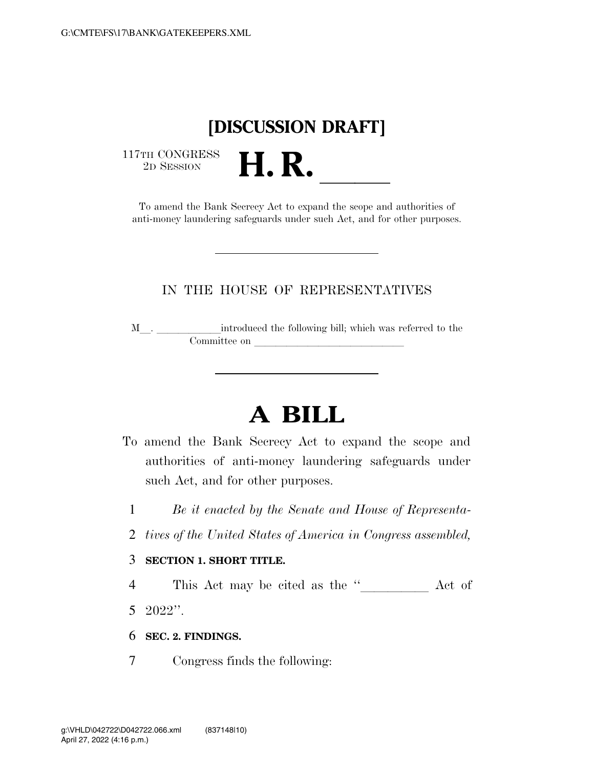**[DISCUSSION DRAFT]**

117TH CONGRESS
2D SESSION

# H. R. \_\_\_\_\_\_

To amend the Bank Secrecy Act to expand the scope and authorities of anti-money laundering safeguards under such Act, and for other purposes.

---

IN THE HOUSE OF REPRESENTATIVES

M\_\_. \_\_\_\_\_\_\_\_\_\_\_\_introduced the following bill; which was referred to the Committee on \_\_\_\_\_\_\_\_\_\_\_\_\_\_\_\_\_\_\_\_\_\_\_\_\_\_\_\_\_\_

---

# A BILL

To amend the Bank Secrecy Act to expand the scope and authorities of anti-money laundering safeguards under such Act, and for other purposes.

1 *Be it enacted by the Senate and House of Representa-*
2 *tives of the United States of America in Congress assembled,*

3 **SECTION 1. SHORT TITLE.**

4 This Act may be cited as the ''\_\_\_\_\_\_\_\_\_\_ Act of
5 2022''.

6 **SEC. 2. FINDINGS.**

7 Congress finds the following: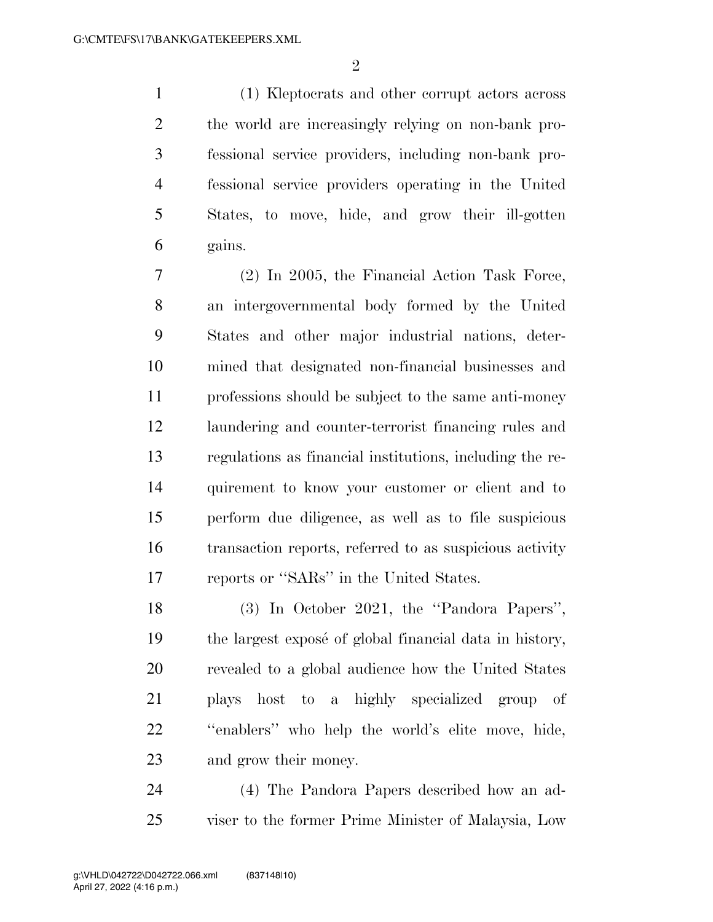(1) Kleptocrats and other corrupt actors across the world are increasingly relying on non-bank professional service providers, including non-bank professional service providers operating in the United States, to move, hide, and grow their ill-gotten gains.

(2) In 2005, the Financial Action Task Force, an intergovernmental body formed by the United States and other major industrial nations, determined that designated non-financial businesses and professions should be subject to the same anti-money laundering and counter-terrorist financing rules and regulations as financial institutions, including the requirement to know your customer or client and to perform due diligence, as well as to file suspicious transaction reports, referred to as suspicious activity reports or ''SARs'' in the United States.

(3) In October 2021, the ''Pandora Papers'', the largest exposé of global financial data in history, revealed to a global audience how the United States plays host to a highly specialized group of ''enablers'' who help the world's elite move, hide, and grow their money.

(4) The Pandora Papers described how an adviser to the former Prime Minister of Malaysia, Low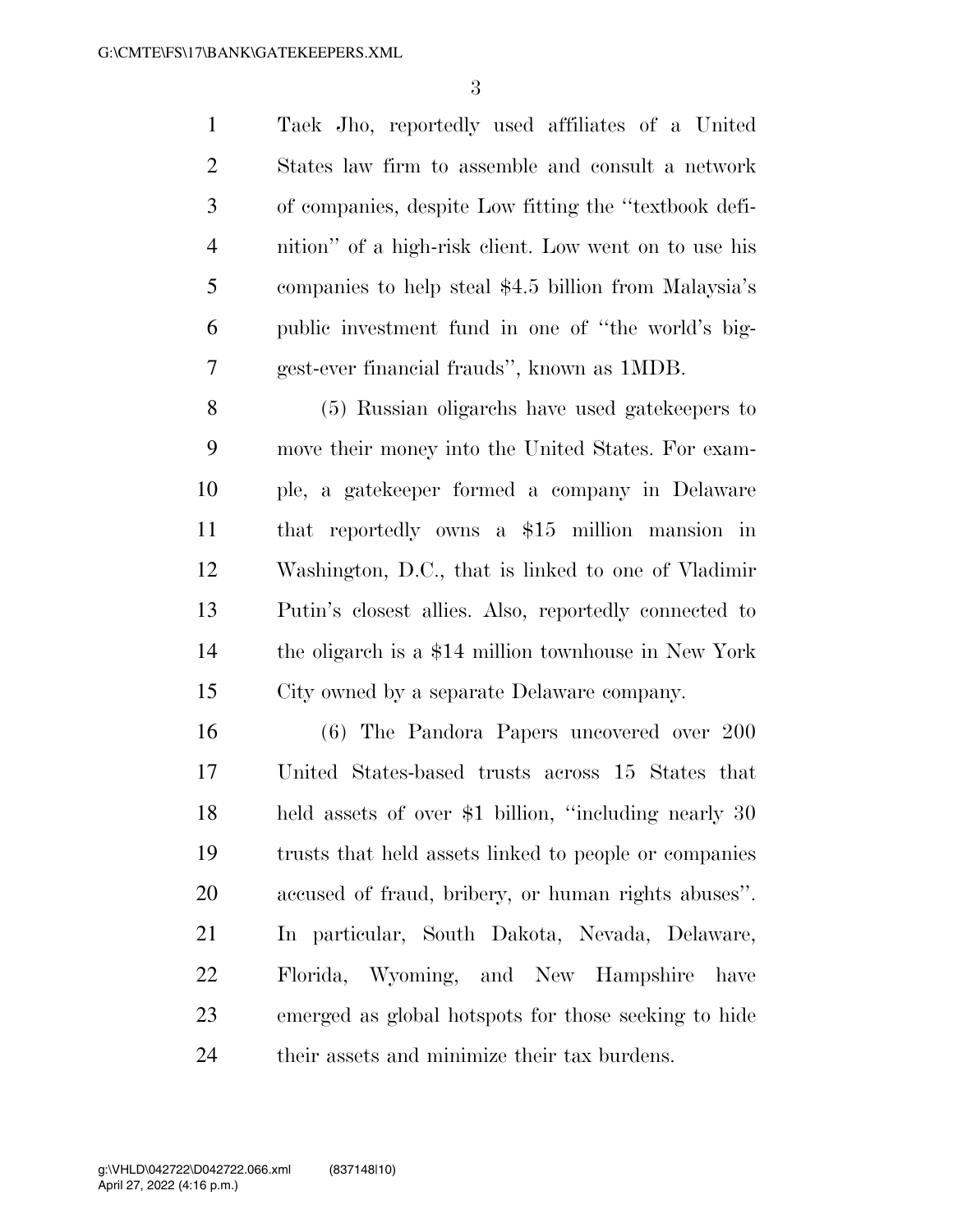Taek Jho, reportedly used affiliates of a United States law firm to assemble and consult a network of companies, despite Low fitting the "textbook definition" of a high-risk client. Low went on to use his companies to help steal $4.5 billion from Malaysia's public investment fund in one of "the world's biggest-ever financial frauds", known as 1MDB.

(5) Russian oligarchs have used gatekeepers to move their money into the United States. For example, a gatekeeper formed a company in Delaware that reportedly owns a $15 million mansion in Washington, D.C., that is linked to one of Vladimir Putin's closest allies. Also, reportedly connected to the oligarch is a $14 million townhouse in New York City owned by a separate Delaware company.

(6) The Pandora Papers uncovered over 200 United States-based trusts across 15 States that held assets of over $1 billion, "including nearly 30 trusts that held assets linked to people or companies accused of fraud, bribery, or human rights abuses". In particular, South Dakota, Nevada, Delaware, Florida, Wyoming, and New Hampshire have emerged as global hotspots for those seeking to hide their assets and minimize their tax burdens.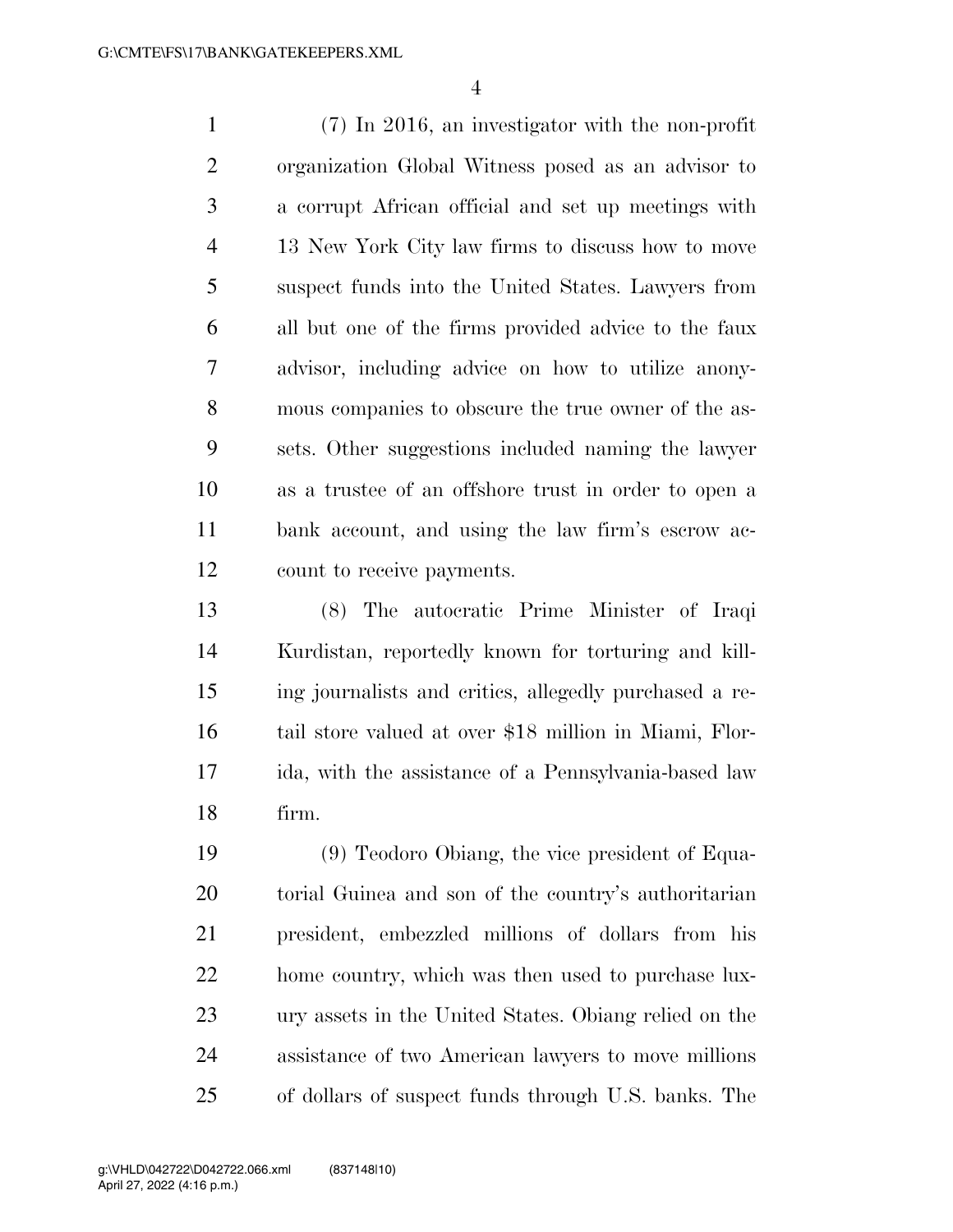(7) In 2016, an investigator with the non-profit organization Global Witness posed as an advisor to a corrupt African official and set up meetings with 13 New York City law firms to discuss how to move suspect funds into the United States. Lawyers from all but one of the firms provided advice to the faux advisor, including advice on how to utilize anonymous companies to obscure the true owner of the assets. Other suggestions included naming the lawyer as a trustee of an offshore trust in order to open a bank account, and using the law firm's escrow account to receive payments.

(8) The autocratic Prime Minister of Iraqi Kurdistan, reportedly known for torturing and killing journalists and critics, allegedly purchased a retail store valued at over $18 million in Miami, Florida, with the assistance of a Pennsylvania-based law firm.

(9) Teodoro Obiang, the vice president of Equatorial Guinea and son of the country's authoritarian president, embezzled millions of dollars from his home country, which was then used to purchase luxury assets in the United States. Obiang relied on the assistance of two American lawyers to move millions of dollars of suspect funds through U.S. banks. The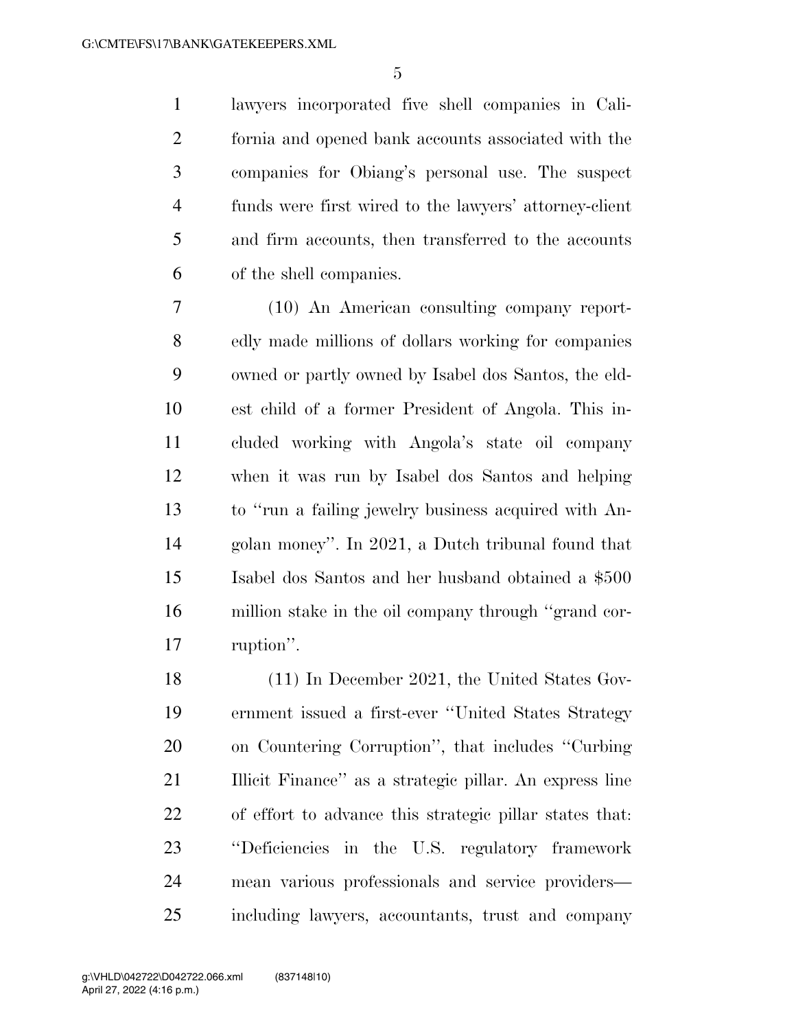lawyers incorporated five shell companies in California and opened bank accounts associated with the companies for Obiang's personal use. The suspect funds were first wired to the lawyers' attorney-client and firm accounts, then transferred to the accounts of the shell companies.

(10) An American consulting company reportedly made millions of dollars working for companies owned or partly owned by Isabel dos Santos, the eldest child of a former President of Angola. This included working with Angola's state oil company when it was run by Isabel dos Santos and helping to "run a failing jewelry business acquired with Angolan money". In 2021, a Dutch tribunal found that Isabel dos Santos and her husband obtained a $500 million stake in the oil company through "grand corruption".

(11) In December 2021, the United States Government issued a first-ever "United States Strategy on Countering Corruption", that includes "Curbing Illicit Finance" as a strategic pillar. An express line of effort to advance this strategic pillar states that: "Deficiencies in the U.S. regulatory framework mean various professionals and service providers—including lawyers, accountants, trust and company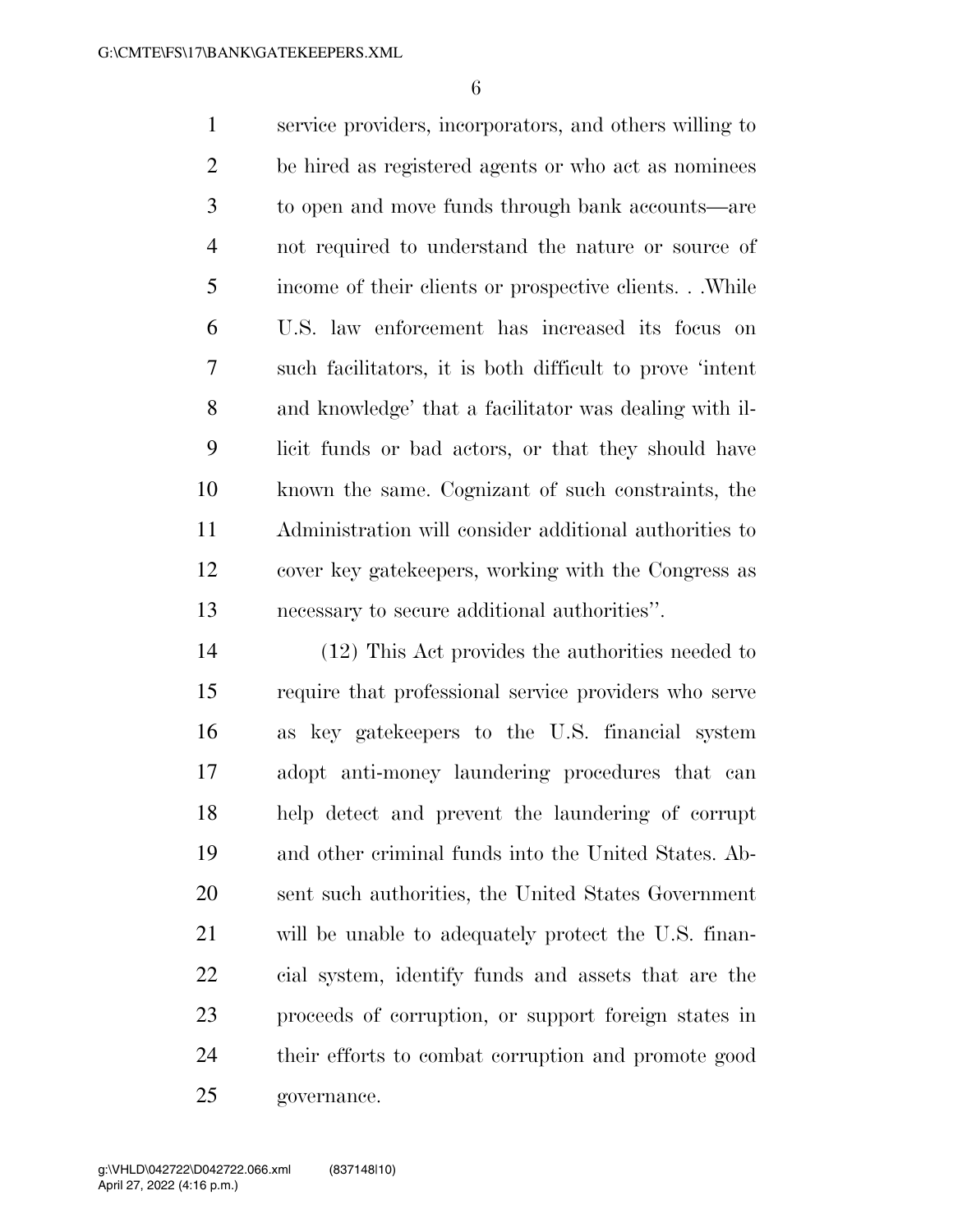service providers, incorporators, and others willing to be hired as registered agents or who act as nominees to open and move funds through bank accounts—are not required to understand the nature or source of income of their clients or prospective clients. . .While U.S. law enforcement has increased its focus on such facilitators, it is both difficult to prove 'intent and knowledge' that a facilitator was dealing with illicit funds or bad actors, or that they should have known the same. Cognizant of such constraints, the Administration will consider additional authorities to cover key gatekeepers, working with the Congress as necessary to secure additional authorities''.

(12) This Act provides the authorities needed to require that professional service providers who serve as key gatekeepers to the U.S. financial system adopt anti-money laundering procedures that can help detect and prevent the laundering of corrupt and other criminal funds into the United States. Absent such authorities, the United States Government will be unable to adequately protect the U.S. financial system, identify funds and assets that are the proceeds of corruption, or support foreign states in their efforts to combat corruption and promote good governance.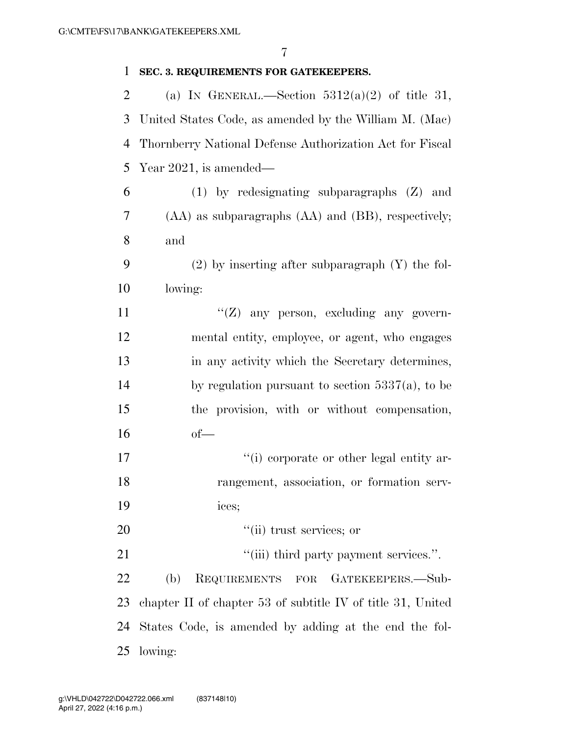**SEC. 3. REQUIREMENTS FOR GATEKEEPERS.**

(a) IN GENERAL.—Section 5312(a)(2) of title 31, United States Code, as amended by the William M. (Mac) Thornberry National Defense Authorization Act for Fiscal Year 2021, is amended—

(1) by redesignating subparagraphs (Z) and (AA) as subparagraphs (AA) and (BB), respectively; and

(2) by inserting after subparagraph (Y) the following:

"(Z) any person, excluding any governmental entity, employee, or agent, who engages in any activity which the Secretary determines, by regulation pursuant to section 5337(a), to be the provision, with or without compensation, of—

"(i) corporate or other legal entity arrangement, association, or formation services;

"(ii) trust services; or

"(iii) third party payment services.".

(b) REQUIREMENTS FOR GATEKEEPERS.—Subchapter II of chapter 53 of subtitle IV of title 31, United States Code, is amended by adding at the end the following: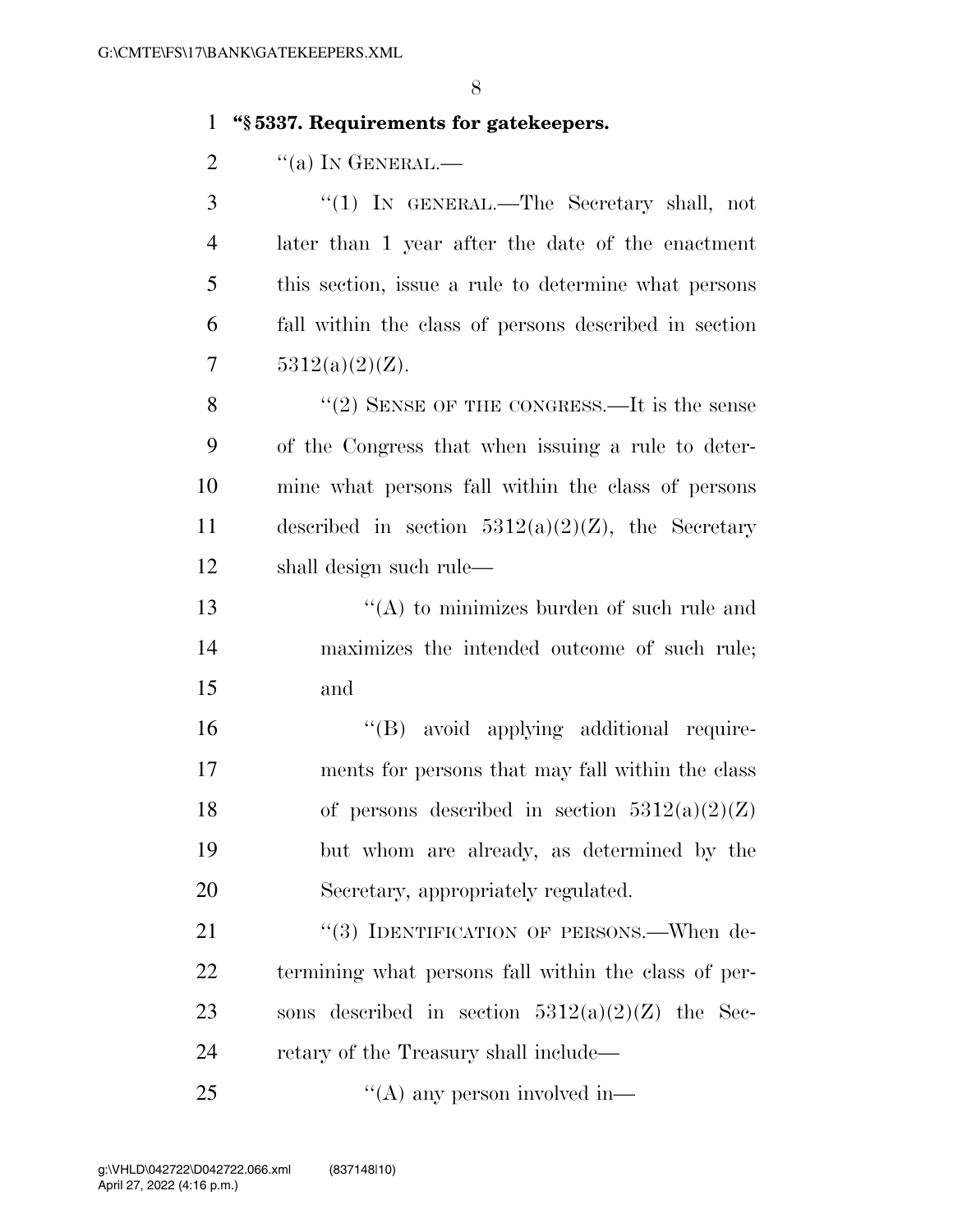**"§ 5337. Requirements for gatekeepers.**

"(a) IN GENERAL.—

"(1) IN GENERAL.—The Secretary shall, not later than 1 year after the date of the enactment this section, issue a rule to determine what persons fall within the class of persons described in section 5312(a)(2)(Z).

"(2) SENSE OF THE CONGRESS.—It is the sense of the Congress that when issuing a rule to determine what persons fall within the class of persons described in section 5312(a)(2)(Z), the Secretary shall design such rule—

"(A) to minimizes burden of such rule and maximizes the intended outcome of such rule; and

"(B) avoid applying additional requirements for persons that may fall within the class of persons described in section 5312(a)(2)(Z) but whom are already, as determined by the Secretary, appropriately regulated.

"(3) IDENTIFICATION OF PERSONS.—When determining what persons fall within the class of persons described in section 5312(a)(2)(Z) the Secretary of the Treasury shall include—

"(A) any person involved in—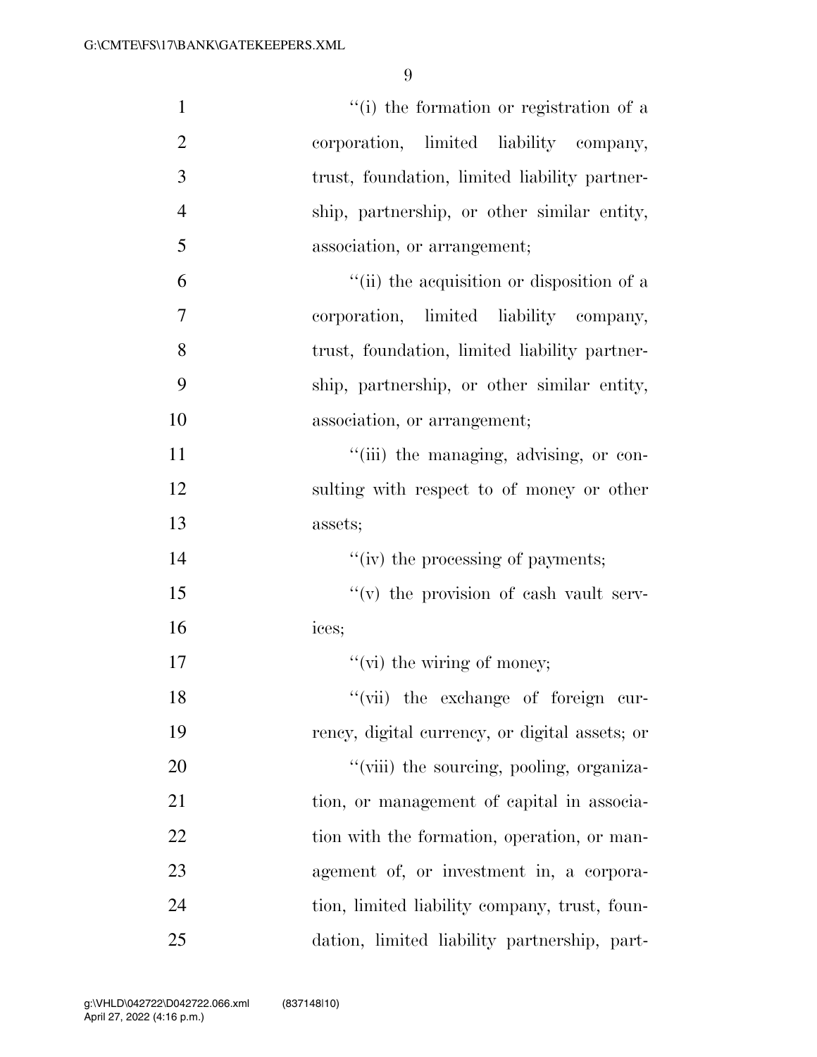''(i) the formation or registration of a corporation, limited liability company, trust, foundation, limited liability partnership, partnership, or other similar entity, association, or arrangement;

''(ii) the acquisition or disposition of a corporation, limited liability company, trust, foundation, limited liability partnership, partnership, or other similar entity, association, or arrangement;

''(iii) the managing, advising, or consulting with respect to of money or other assets;

''(iv) the processing of payments;

''(v) the provision of cash vault services;

''(vi) the wiring of money;

''(vii) the exchange of foreign currency, digital currency, or digital assets; or

''(viii) the sourcing, pooling, organization, or management of capital in association with the formation, operation, or management of, or investment in, a corporation, limited liability company, trust, foundation, limited liability partnership, part-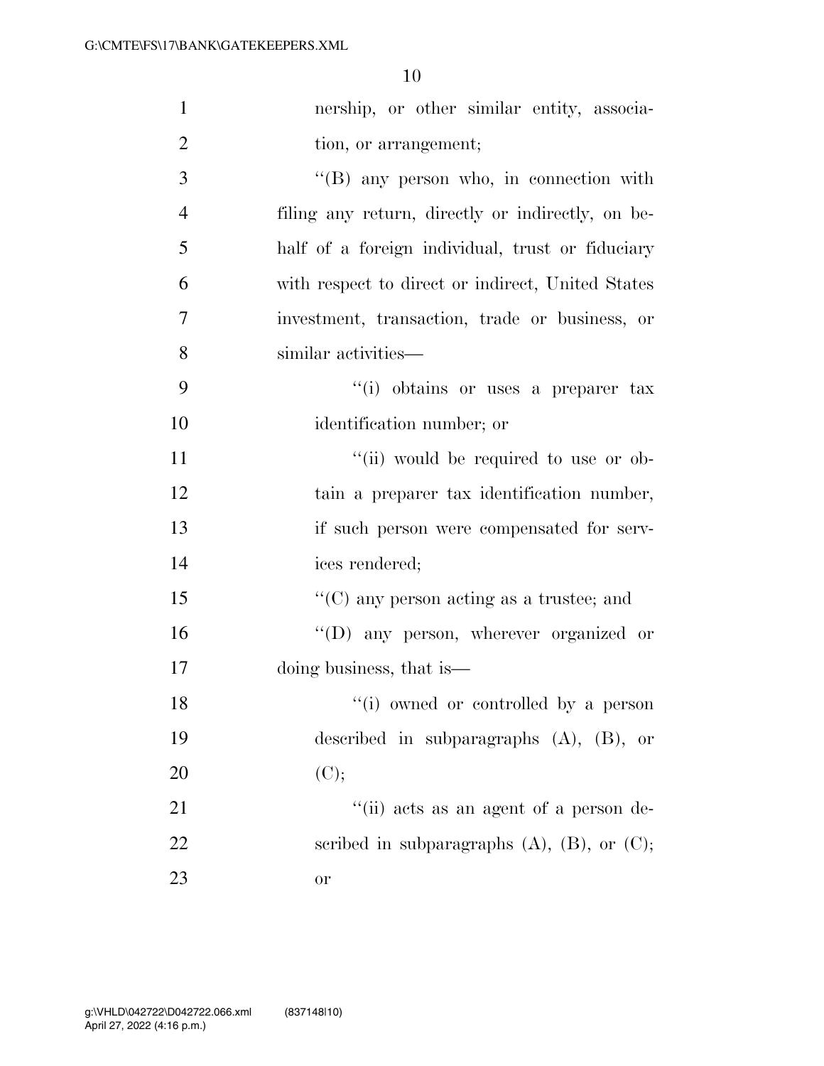nership, or other similar entity, association, or arrangement;

''(B) any person who, in connection with filing any return, directly or indirectly, on behalf of a foreign individual, trust or fiduciary with respect to direct or indirect, United States investment, transaction, trade or business, or similar activities—

''(i) obtains or uses a preparer tax identification number; or

''(ii) would be required to use or obtain a preparer tax identification number, if such person were compensated for services rendered;

''(C) any person acting as a trustee; and

''(D) any person, wherever organized or doing business, that is—

''(i) owned or controlled by a person described in subparagraphs (A), (B), or (C);

''(ii) acts as an agent of a person described in subparagraphs (A), (B), or (C); or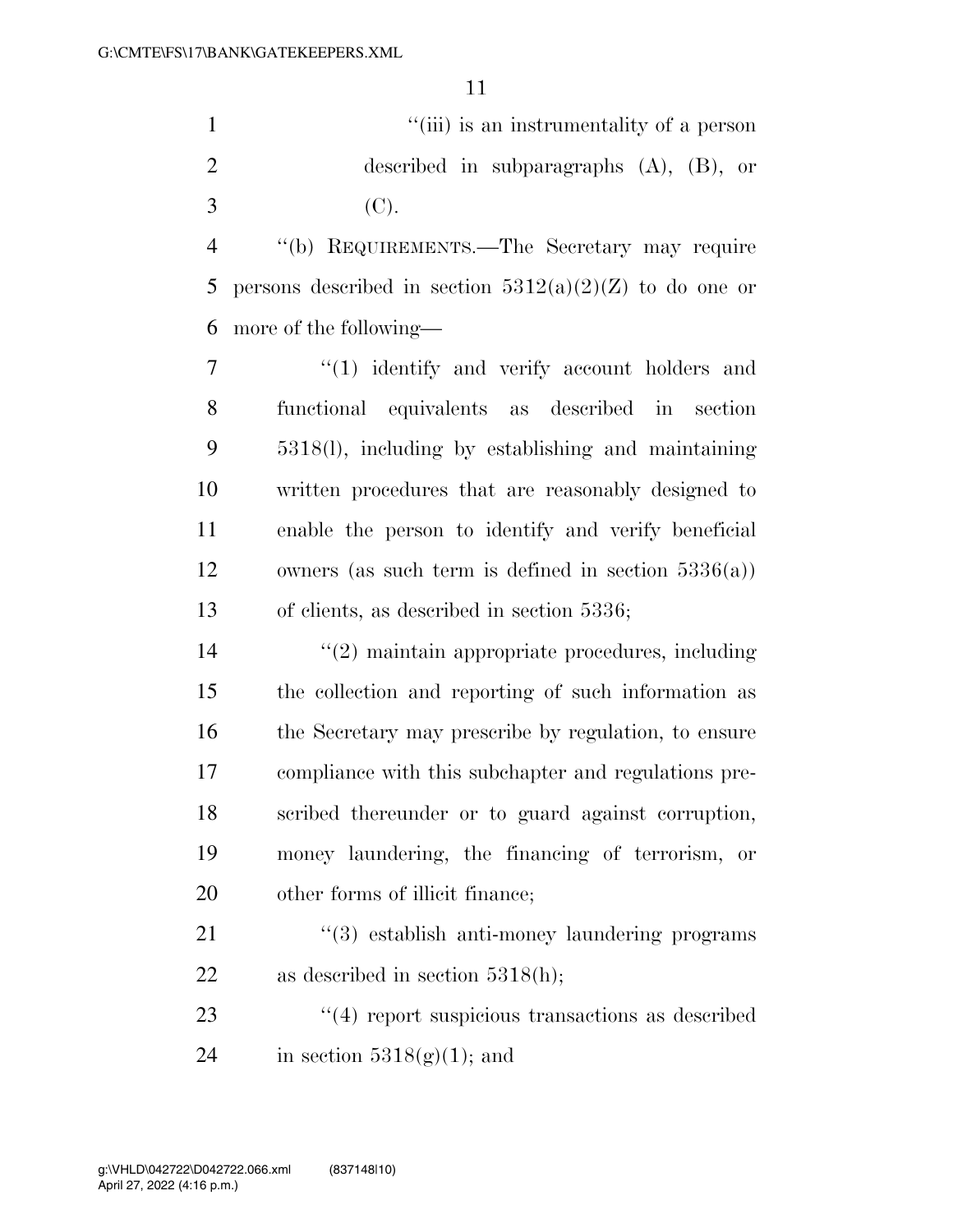"(iii) is an instrumentality of a person described in subparagraphs (A), (B), or (C).

"(b) REQUIREMENTS.—The Secretary may require persons described in section 5312(a)(2)(Z) to do one or more of the following—

"(1) identify and verify account holders and functional equivalents as described in section 5318(l), including by establishing and maintaining written procedures that are reasonably designed to enable the person to identify and verify beneficial owners (as such term is defined in section 5336(a)) of clients, as described in section 5336;

"(2) maintain appropriate procedures, including the collection and reporting of such information as the Secretary may prescribe by regulation, to ensure compliance with this subchapter and regulations prescribed thereunder or to guard against corruption, money laundering, the financing of terrorism, or other forms of illicit finance;

"(3) establish anti-money laundering programs as described in section 5318(h);

"(4) report suspicious transactions as described in section 5318(g)(1); and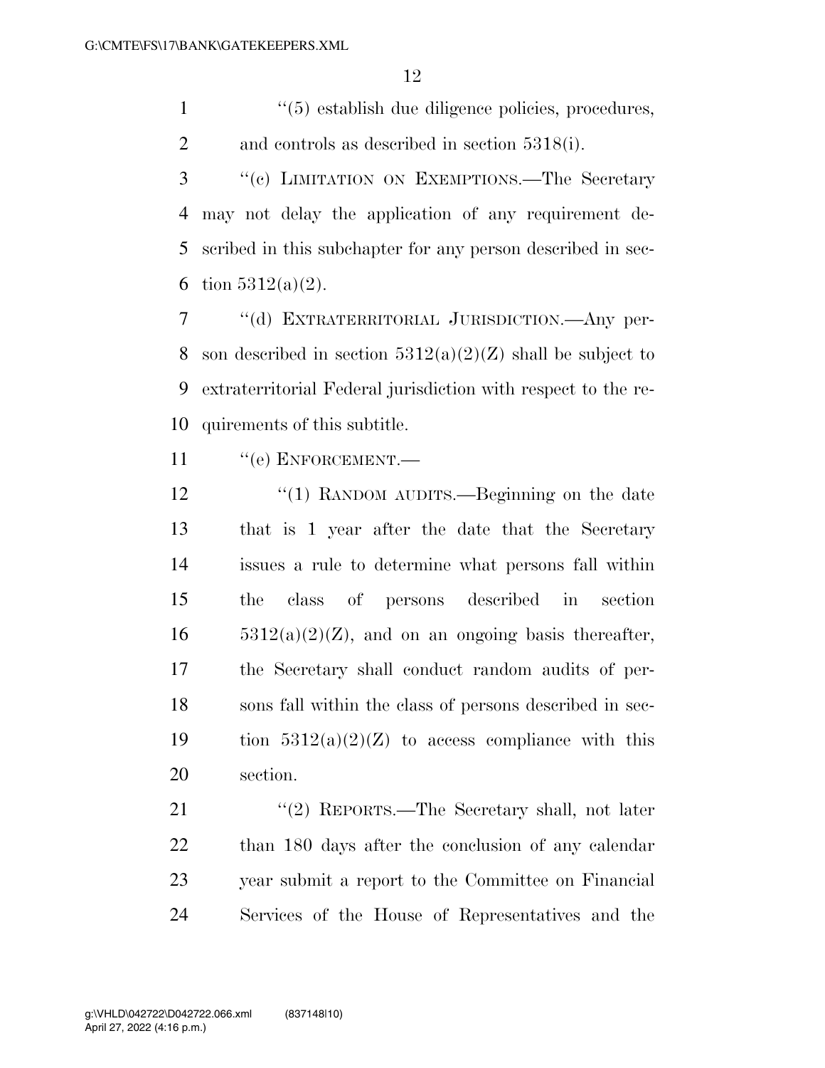''(5) establish due diligence policies, procedures, and controls as described in section 5318(i).

''(c) LIMITATION ON EXEMPTIONS.—The Secretary may not delay the application of any requirement described in this subchapter for any person described in section 5312(a)(2).

''(d) EXTRATERRITORIAL JURISDICTION.—Any person described in section 5312(a)(2)(Z) shall be subject to extraterritorial Federal jurisdiction with respect to the requirements of this subtitle.

''(e) ENFORCEMENT.—

''(1) RANDOM AUDITS.—Beginning on the date that is 1 year after the date that the Secretary issues a rule to determine what persons fall within the class of persons described in section 5312(a)(2)(Z), and on an ongoing basis thereafter, the Secretary shall conduct random audits of persons fall within the class of persons described in section 5312(a)(2)(Z) to access compliance with this section.

''(2) REPORTS.—The Secretary shall, not later than 180 days after the conclusion of any calendar year submit a report to the Committee on Financial Services of the House of Representatives and the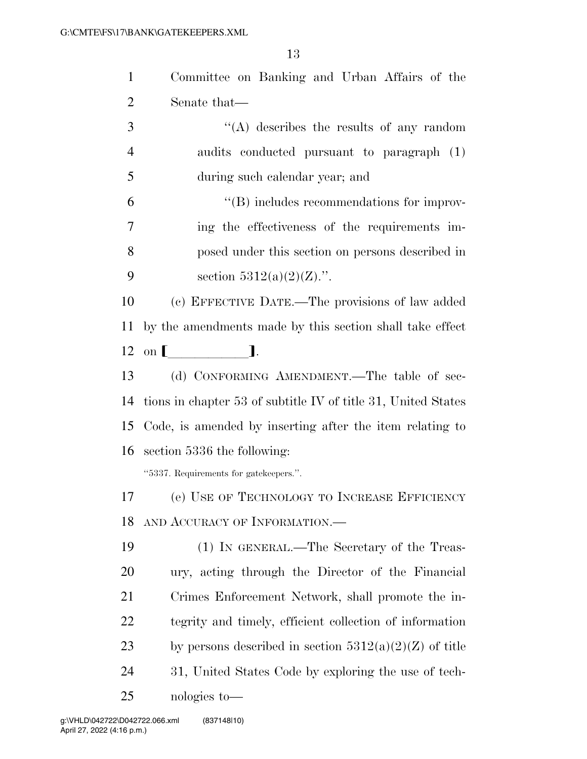Committee on Banking and Urban Affairs of the Senate that—

"(A) describes the results of any random audits conducted pursuant to paragraph (1) during such calendar year; and

"(B) includes recommendations for improving the effectiveness of the requirements imposed under this section on persons described in section 5312(a)(2)(Z).".

(c) EFFECTIVE DATE.—The provisions of law added by the amendments made by this section shall take effect on [\_\_\_\_\_\_\_\_\_\_\_\_].

(d) CONFORMING AMENDMENT.—The table of sections in chapter 53 of subtitle IV of title 31, United States Code, is amended by inserting after the item relating to section 5336 the following:

"5337. Requirements for gatekeepers.".

(e) USE OF TECHNOLOGY TO INCREASE EFFICIENCY AND ACCURACY OF INFORMATION.—

(1) IN GENERAL.—The Secretary of the Treasury, acting through the Director of the Financial Crimes Enforcement Network, shall promote the integrity and timely, efficient collection of information by persons described in section 5312(a)(2)(Z) of title 31, United States Code by exploring the use of technologies to—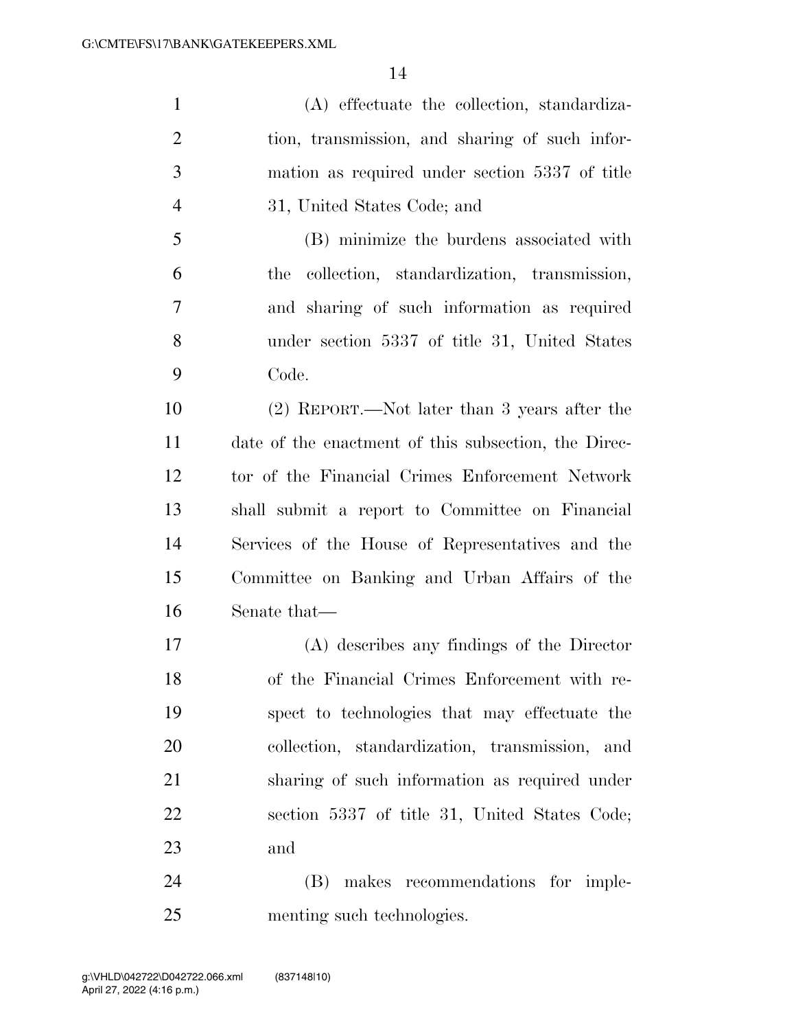(A) effectuate the collection, standardization, transmission, and sharing of such information as required under section 5337 of title 31, United States Code; and

(B) minimize the burdens associated with the collection, standardization, transmission, and sharing of such information as required under section 5337 of title 31, United States Code.

(2) REPORT.—Not later than 3 years after the date of the enactment of this subsection, the Director of the Financial Crimes Enforcement Network shall submit a report to Committee on Financial Services of the House of Representatives and the Committee on Banking and Urban Affairs of the Senate that—

(A) describes any findings of the Director of the Financial Crimes Enforcement with respect to technologies that may effectuate the collection, standardization, transmission, and sharing of such information as required under section 5337 of title 31, United States Code; and

(B) makes recommendations for implementing such technologies.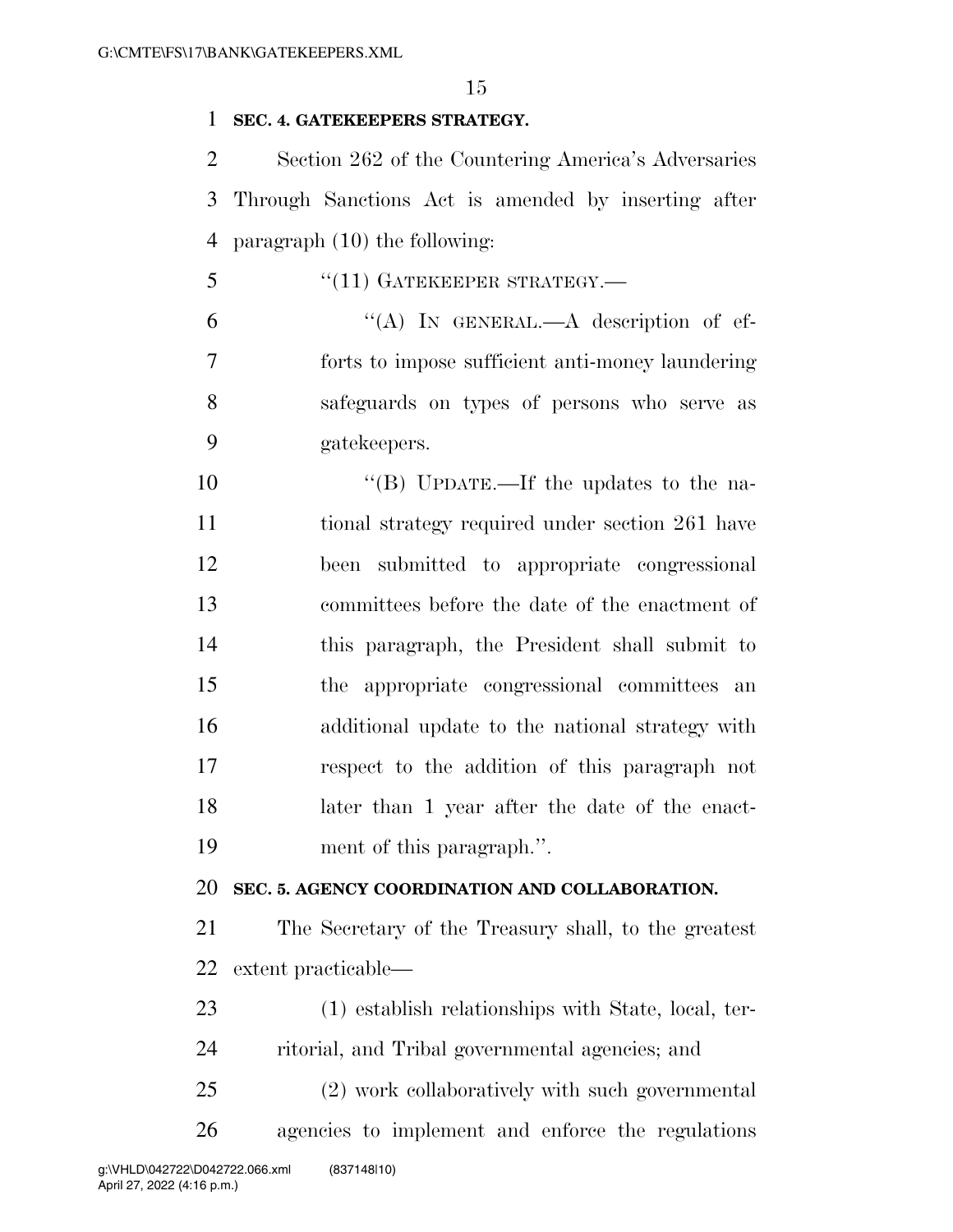**SEC. 4. GATEKEEPERS STRATEGY.**

Section 262 of the Countering America's Adversaries Through Sanctions Act is amended by inserting after paragraph (10) the following:

"(11) GATEKEEPER STRATEGY.—

"(A) IN GENERAL.—A description of efforts to impose sufficient anti-money laundering safeguards on types of persons who serve as gatekeepers.

"(B) UPDATE.—If the updates to the national strategy required under section 261 have been submitted to appropriate congressional committees before the date of the enactment of this paragraph, the President shall submit to the appropriate congressional committees an additional update to the national strategy with respect to the addition of this paragraph not later than 1 year after the date of the enactment of this paragraph.".

**SEC. 5. AGENCY COORDINATION AND COLLABORATION.**

The Secretary of the Treasury shall, to the greatest extent practicable—

(1) establish relationships with State, local, territorial, and Tribal governmental agencies; and

(2) work collaboratively with such governmental agencies to implement and enforce the regulations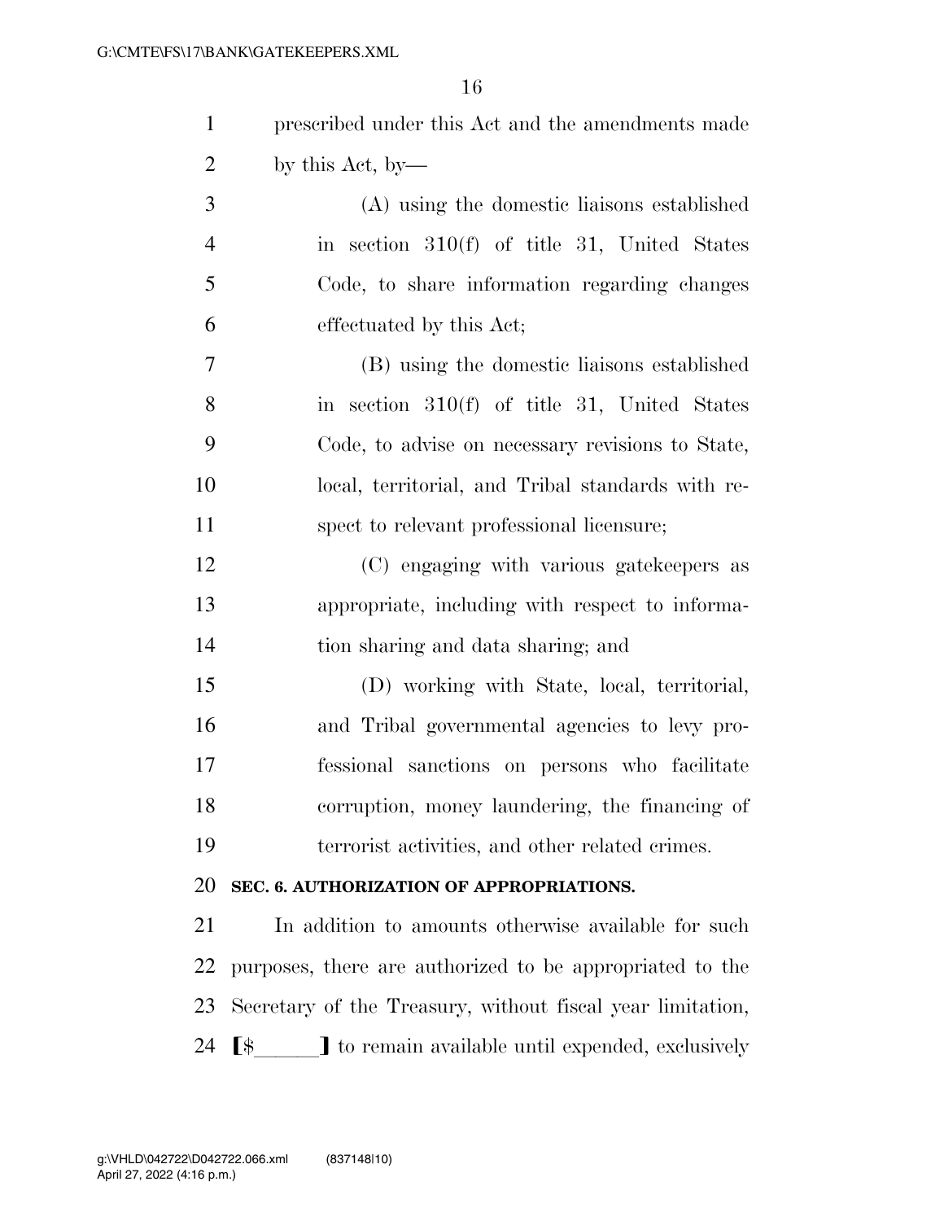prescribed under this Act and the amendments made by this Act, by—

(A) using the domestic liaisons established in section 310(f) of title 31, United States Code, to share information regarding changes effectuated by this Act;

(B) using the domestic liaisons established in section 310(f) of title 31, United States Code, to advise on necessary revisions to State, local, territorial, and Tribal standards with respect to relevant professional licensure;

(C) engaging with various gatekeepers as appropriate, including with respect to information sharing and data sharing; and

(D) working with State, local, territorial, and Tribal governmental agencies to levy professional sanctions on persons who facilitate corruption, money laundering, the financing of terrorist activities, and other related crimes.

**SEC. 6. AUTHORIZATION OF APPROPRIATIONS.**

In addition to amounts otherwise available for such purposes, there are authorized to be appropriated to the Secretary of the Treasury, without fiscal year limitation, [$______] to remain available until expended, exclusively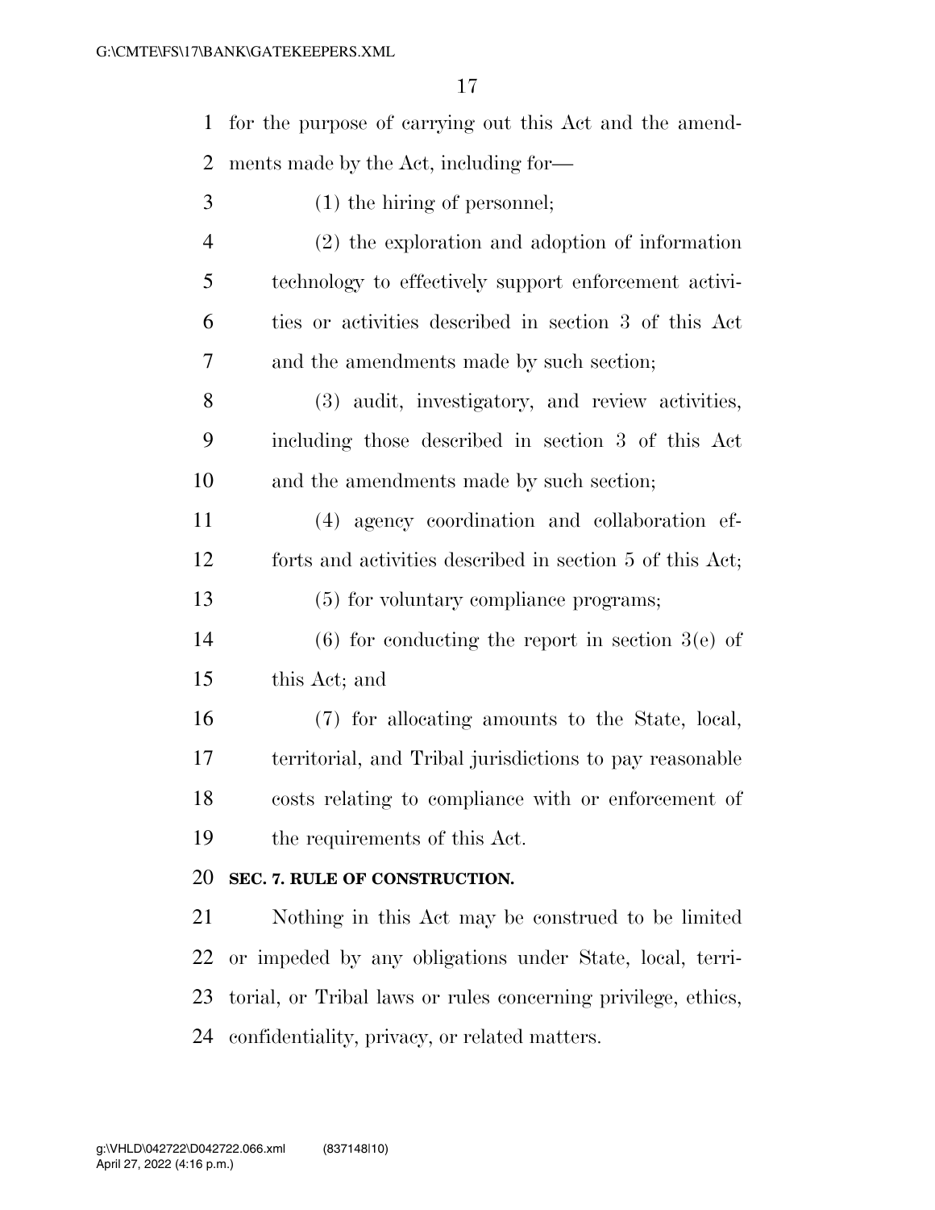for the purpose of carrying out this Act and the amendments made by the Act, including for—

(1) the hiring of personnel;

(2) the exploration and adoption of information technology to effectively support enforcement activities or activities described in section 3 of this Act and the amendments made by such section;

(3) audit, investigatory, and review activities, including those described in section 3 of this Act and the amendments made by such section;

(4) agency coordination and collaboration efforts and activities described in section 5 of this Act;

(5) for voluntary compliance programs;

(6) for conducting the report in section 3(e) of this Act; and

(7) for allocating amounts to the State, local, territorial, and Tribal jurisdictions to pay reasonable costs relating to compliance with or enforcement of the requirements of this Act.

**SEC. 7. RULE OF CONSTRUCTION.**

Nothing in this Act may be construed to be limited or impeded by any obligations under State, local, territorial, or Tribal laws or rules concerning privilege, ethics, confidentiality, privacy, or related matters.